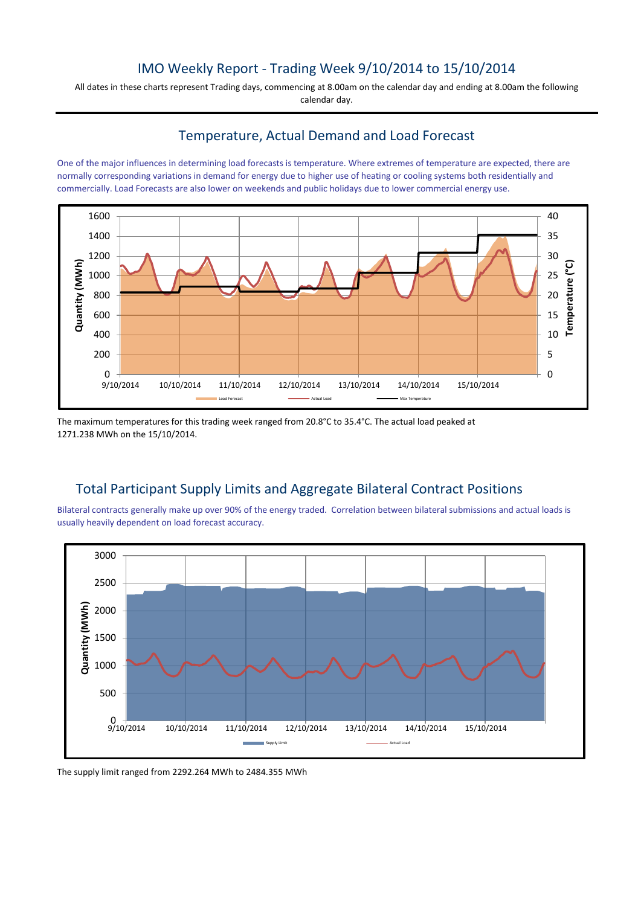# IMO Weekly Report - Trading Week 9/10/2014 to 15/10/2014

All dates in these charts represent Trading days, commencing at 8.00am on the calendar day and ending at 8.00am the following calendar day.

## Temperature, Actual Demand and Load Forecast

One of the major influences in determining load forecasts is temperature. Where extremes of temperature are expected, there are normally corresponding variations in demand for energy due to higher use of heating or cooling systems both residentially and commercially. Load Forecasts are also lower on weekends and public holidays due to lower commercial energy use.

The maximum temperatures for this trading week ranged from 20.8°C to 35.4°C. The actual load peaked at 1271.238 MWh on the 15/10/2014.

## Total Participant Supply Limits and Aggregate Bilateral Contract Positions

Bilateral contracts generally make up over 90% of the energy traded. Correlation between bilateral submissions and actual loads is usually heavily dependent on load forecast accuracy.

The supply limit ranged from 2292.264 MWh to 2484.355 MWh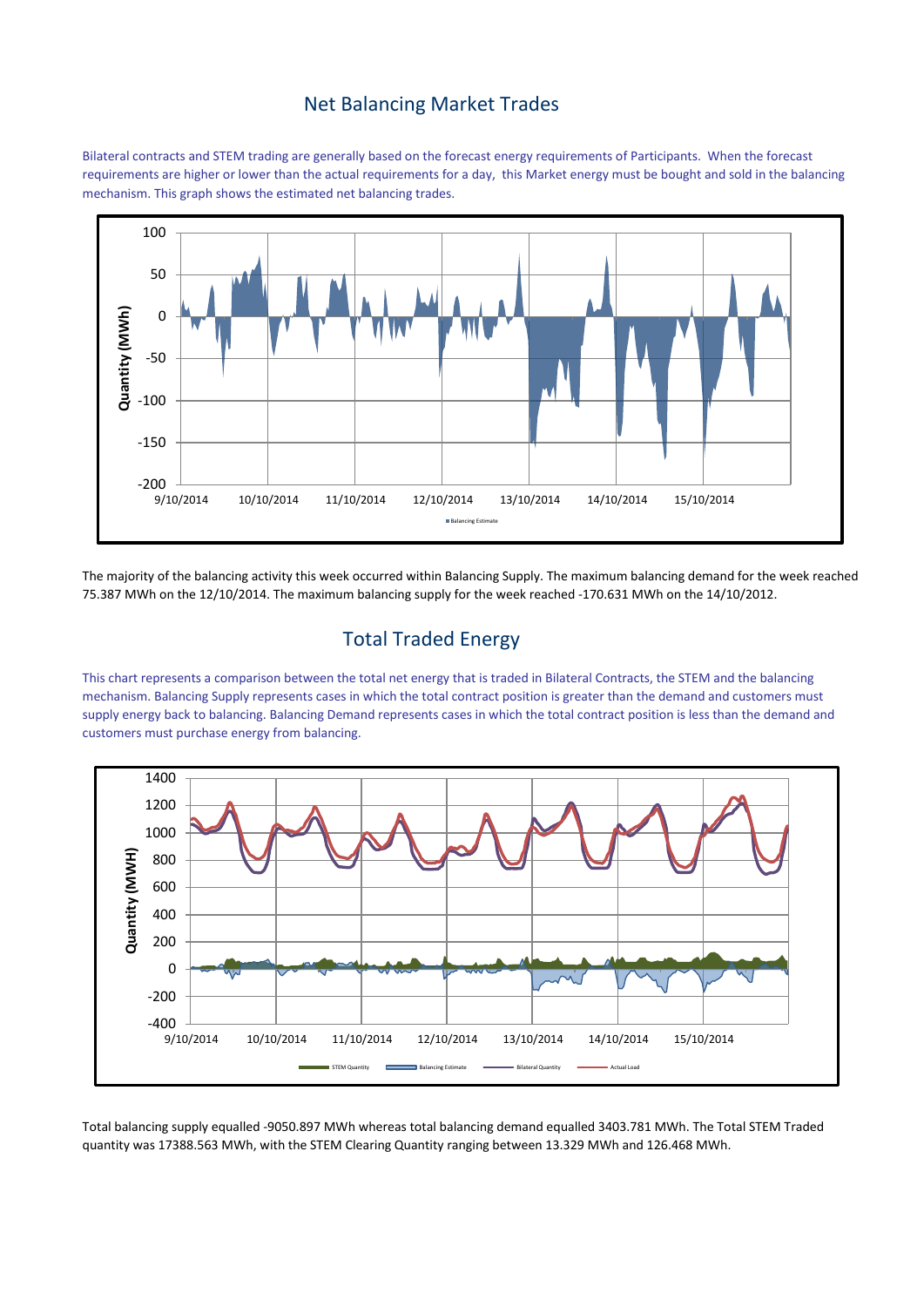## Net Balancing Market Trades

Bilateral contracts and STEM trading are generally based on the forecast energy requirements of Participants. When the forecast requirements are higher or lower than the actual requirements for a day, this Market energy must be bought and sold in the balancing mechanism. This graph shows the estimated net balancing trades.

The majority of the balancing activity this week occurred within Balancing Supply. The maximum balancing demand for the week reached 75.387 MWh on the 12/10/2014. The maximum balancing supply for the week reached -170.631 MWh on the 14/10/2012.

## Total Traded Energy

This chart represents a comparison between the total net energy that is traded in Bilateral Contracts, the STEM and the balancing mechanism. Balancing Supply represents cases in which the total contract position is greater than the demand and customers must supply energy back to balancing. Balancing Demand represents cases in which the total contract position is less than the demand and customers must purchase energy from balancing.

Total balancing supply equalled -9050.897 MWh whereas total balancing demand equalled 3403.781 MWh. The Total STEM Traded quantity was 17388.563 MWh, with the STEM Clearing Quantity ranging between 13.329 MWh and 126.468 MWh.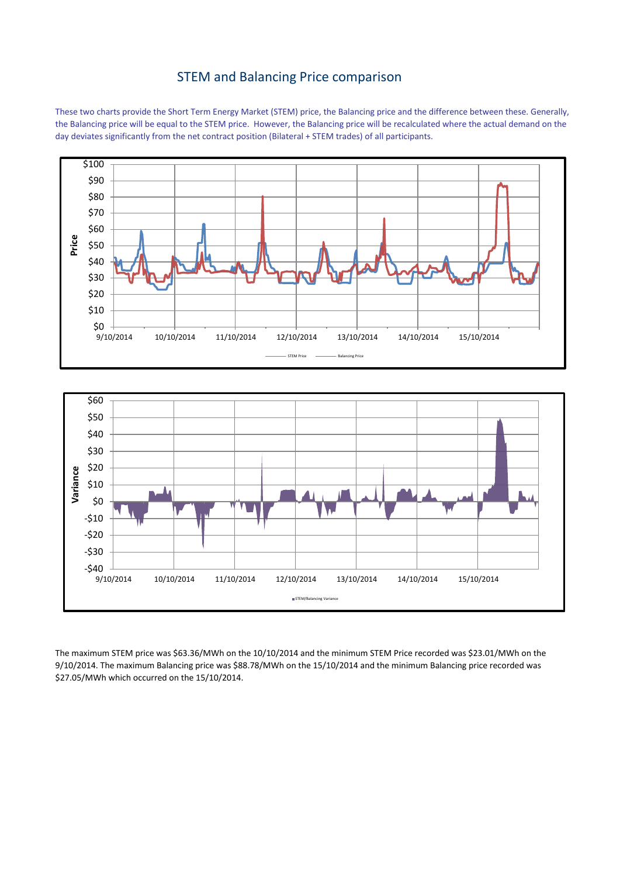# STEM and Balancing Price comparison

These two charts provide the Short Term Energy Market (STEM) price, the Balancing price and the difference between these. Generally, the Balancing price will be equal to the STEM price. However, the Balancing price will be recalculated where the actual demand on the day deviates significantly from the net contract position (Bilateral + STEM trades) of all participants.

Price

$100
$90
$80
$70
$60
$50
$40
$30
$20
$10
$0

9/10/2014 10/10/2014 11/10/2014 12/10/2014 13/10/2014 14/10/2014 15/10/2014

STEM Price
Balancing Price

Variance

$60
$50
$40
$30
$20
$10
$0
-$10
-$20
-$30
-$40

9/10/2014 10/10/2014 11/10/2014 12/10/2014 13/10/2014 14/10/2014 15/10/2014

STEM/Balancing Variance

The maximum STEM price was $63.36/MWh on the 10/10/2014 and the minimum STEM Price recorded was $23.01/MWh on the 9/10/2014. The maximum Balancing price was $88.78/MWh on the 15/10/2014 and the minimum Balancing price recorded was $27.05/MWh which occurred on the 15/10/2014.